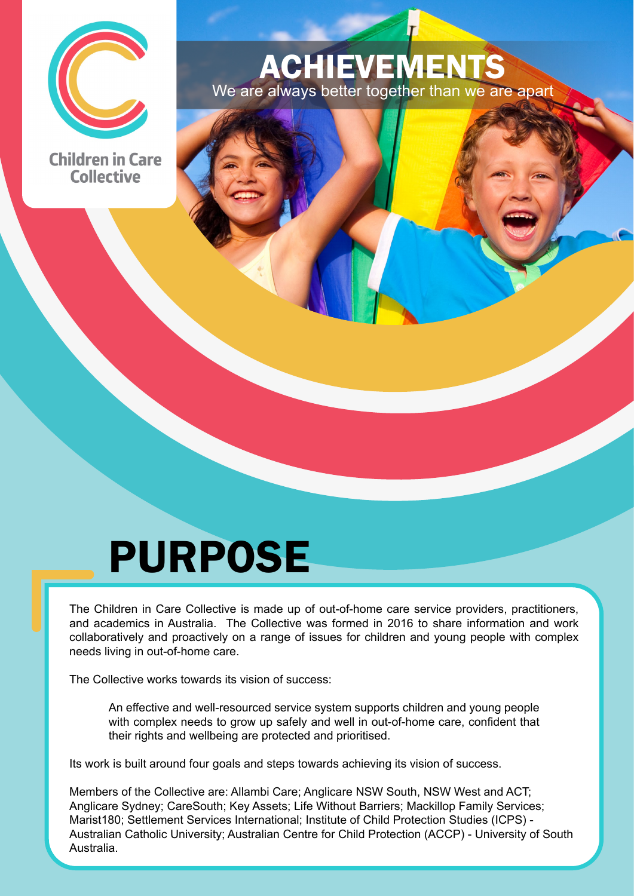Children in Care Collective

# ACHIEVEMENTS

We are always better together than we are apart

# PURPOSE

The Children in Care Collective is made up of out-of-home care service providers, practitioners, and academics in Australia. The Collective was formed in 2016 to share information and work collaboratively and proactively on a range of issues for children and young people with complex needs living in out-of-home care.

The Collective works towards its vision of success:

> An effective and well-resourced service system supports children and young people with complex needs to grow up safely and well in out-of-home care, confident that their rights and wellbeing are protected and prioritised.

Its work is built around four goals and steps towards achieving its vision of success.

Members of the Collective are: Allambi Care; Anglicare NSW South, NSW West and ACT; Anglicare Sydney; CareSouth; Key Assets; Life Without Barriers; Mackillop Family Services; Marist180; Settlement Services International; Institute of Child Protection Studies (ICPS) - Australian Catholic University; Australian Centre for Child Protection (ACCP) - University of South Australia.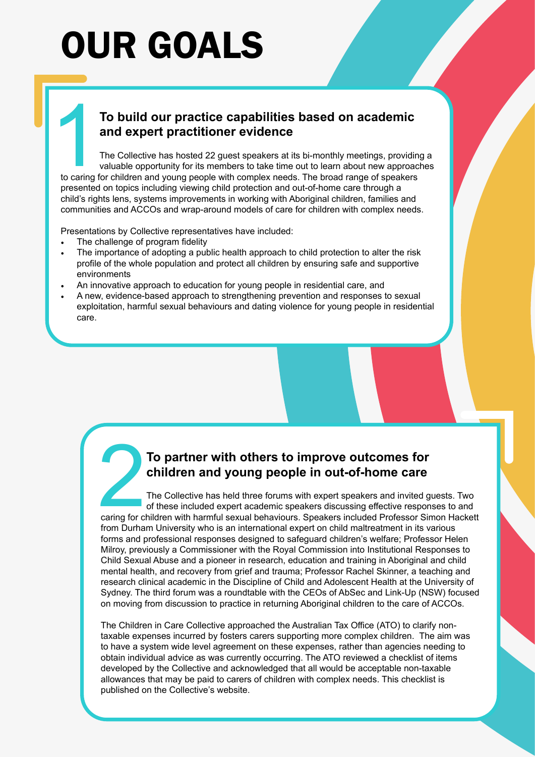# OUR GOALS

## 1 To build our practice capabilities based on academic and expert practitioner evidence

The Collective has hosted 22 guest speakers at its bi-monthly meetings, providing a valuable opportunity for its members to take time out to learn about new approaches to caring for children and young people with complex needs. The broad range of speakers presented on topics including viewing child protection and out-of-home care through a child's rights lens, systems improvements in working with Aboriginal children, families and communities and ACCOs and wrap-around models of care for children with complex needs.

Presentations by Collective representatives have included:

- The challenge of program fidelity
- The importance of adopting a public health approach to child protection to alter the risk profile of the whole population and protect all children by ensuring safe and supportive environments
- An innovative approach to education for young people in residential care, and
- A new, evidence-based approach to strengthening prevention and responses to sexual exploitation, harmful sexual behaviours and dating violence for young people in residential care.

## 2 To partner with others to improve outcomes for children and young people in out-of-home care

The Collective has held three forums with expert speakers and invited guests. Two of these included expert academic speakers discussing effective responses to and caring for children with harmful sexual behaviours. Speakers included Professor Simon Hackett from Durham University who is an international expert on child maltreatment in its various forms and professional responses designed to safeguard children's welfare; Professor Helen Milroy, previously a Commissioner with the Royal Commission into Institutional Responses to Child Sexual Abuse and a pioneer in research, education and training in Aboriginal and child mental health, and recovery from grief and trauma; Professor Rachel Skinner, a teaching and research clinical academic in the Discipline of Child and Adolescent Health at the University of Sydney. The third forum was a roundtable with the CEOs of AbSec and Link-Up (NSW) focused on moving from discussion to practice in returning Aboriginal children to the care of ACCOs.

The Children in Care Collective approached the Australian Tax Office (ATO) to clarify non-taxable expenses incurred by fosters carers supporting more complex children. The aim was to have a system wide level agreement on these expenses, rather than agencies needing to obtain individual advice as was currently occurring. The ATO reviewed a checklist of items developed by the Collective and acknowledged that all would be acceptable non-taxable allowances that may be paid to carers of children with complex needs. This checklist is published on the Collective's website.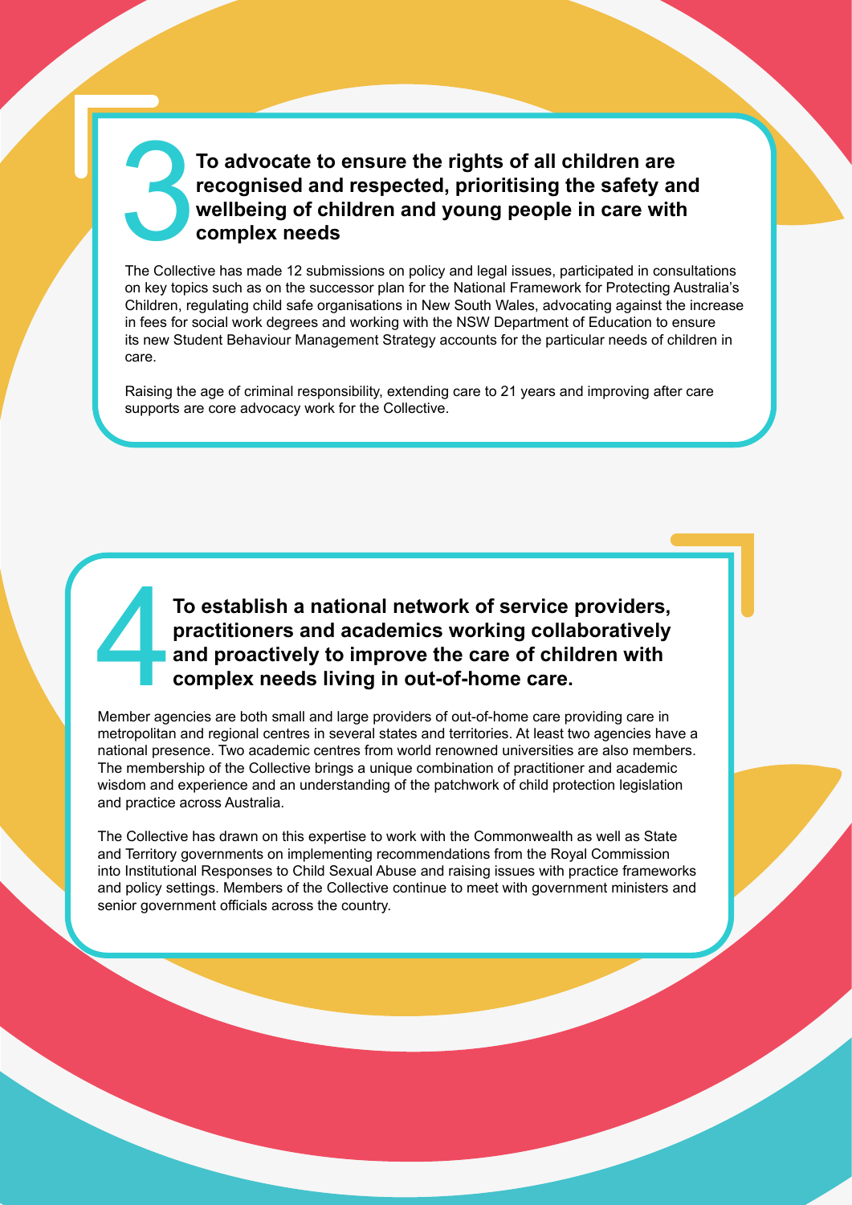## 3 To advocate to ensure the rights of all children are recognised and respected, prioritising the safety and wellbeing of children and young people in care with complex needs

The Collective has made 12 submissions on policy and legal issues, participated in consultations on key topics such as on the successor plan for the National Framework for Protecting Australia's Children, regulating child safe organisations in New South Wales, advocating against the increase in fees for social work degrees and working with the NSW Department of Education to ensure its new Student Behaviour Management Strategy accounts for the particular needs of children in care.

Raising the age of criminal responsibility, extending care to 21 years and improving after care supports are core advocacy work for the Collective.

## 4 To establish a national network of service providers, practitioners and academics working collaboratively and proactively to improve the care of children with complex needs living in out-of-home care.

Member agencies are both small and large providers of out-of-home care providing care in metropolitan and regional centres in several states and territories. At least two agencies have a national presence. Two academic centres from world renowned universities are also members. The membership of the Collective brings a unique combination of practitioner and academic wisdom and experience and an understanding of the patchwork of child protection legislation and practice across Australia.

The Collective has drawn on this expertise to work with the Commonwealth as well as State and Territory governments on implementing recommendations from the Royal Commission into Institutional Responses to Child Sexual Abuse and raising issues with practice frameworks and policy settings. Members of the Collective continue to meet with government ministers and senior government officials across the country.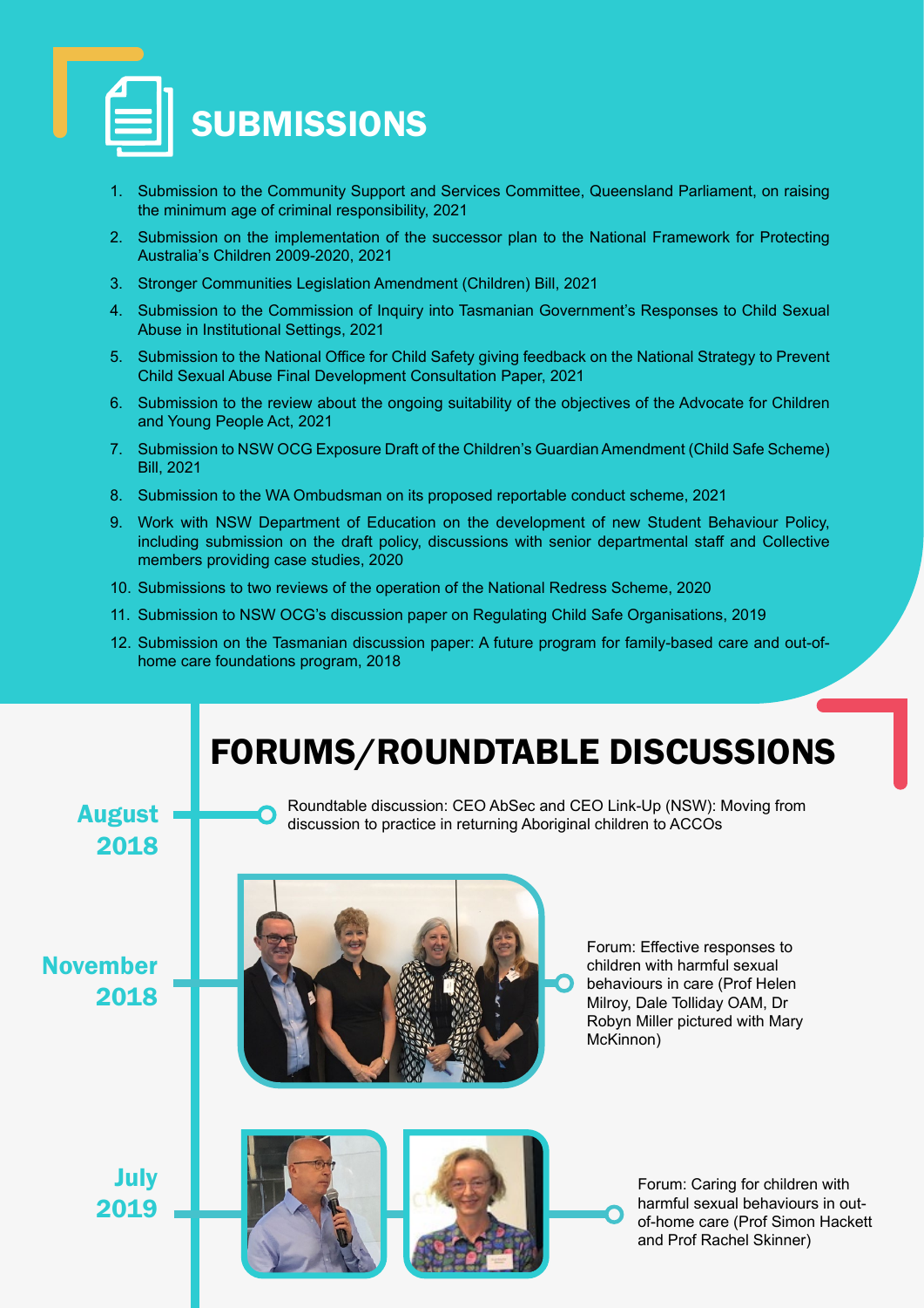# SUBMISSIONS

1. Submission to the Community Support and Services Committee, Queensland Parliament, on raising the minimum age of criminal responsibility, 2021
2. Submission on the implementation of the successor plan to the National Framework for Protecting Australia's Children 2009-2020, 2021
3. Stronger Communities Legislation Amendment (Children) Bill, 2021
4. Submission to the Commission of Inquiry into Tasmanian Government's Responses to Child Sexual Abuse in Institutional Settings, 2021
5. Submission to the National Office for Child Safety giving feedback on the National Strategy to Prevent Child Sexual Abuse Final Development Consultation Paper, 2021
6. Submission to the review about the ongoing suitability of the objectives of the Advocate for Children and Young People Act, 2021
7. Submission to NSW OCG Exposure Draft of the Children's Guardian Amendment (Child Safe Scheme) Bill, 2021
8. Submission to the WA Ombudsman on its proposed reportable conduct scheme, 2021
9. Work with NSW Department of Education on the development of new Student Behaviour Policy, including submission on the draft policy, discussions with senior departmental staff and Collective members providing case studies, 2020
10. Submissions to two reviews of the operation of the National Redress Scheme, 2020
11. Submission to NSW OCG's discussion paper on Regulating Child Safe Organisations, 2019
12. Submission on the Tasmanian discussion paper: A future program for family-based care and out-of-home care foundations program, 2018

# FORUMS/ROUNDTABLE DISCUSSIONS

**August 2018**

Roundtable discussion: CEO AbSec and CEO Link-Up (NSW): Moving from discussion to practice in returning Aboriginal children to ACCOs

**November 2018**

Forum: Effective responses to children with harmful sexual behaviours in care (Prof Helen Milroy, Dale Tolliday OAM, Dr Robyn Miller pictured with Mary McKinnon)

**July 2019**

Forum: Caring for children with harmful sexual behaviours in out-of-home care (Prof Simon Hackett and Prof Rachel Skinner)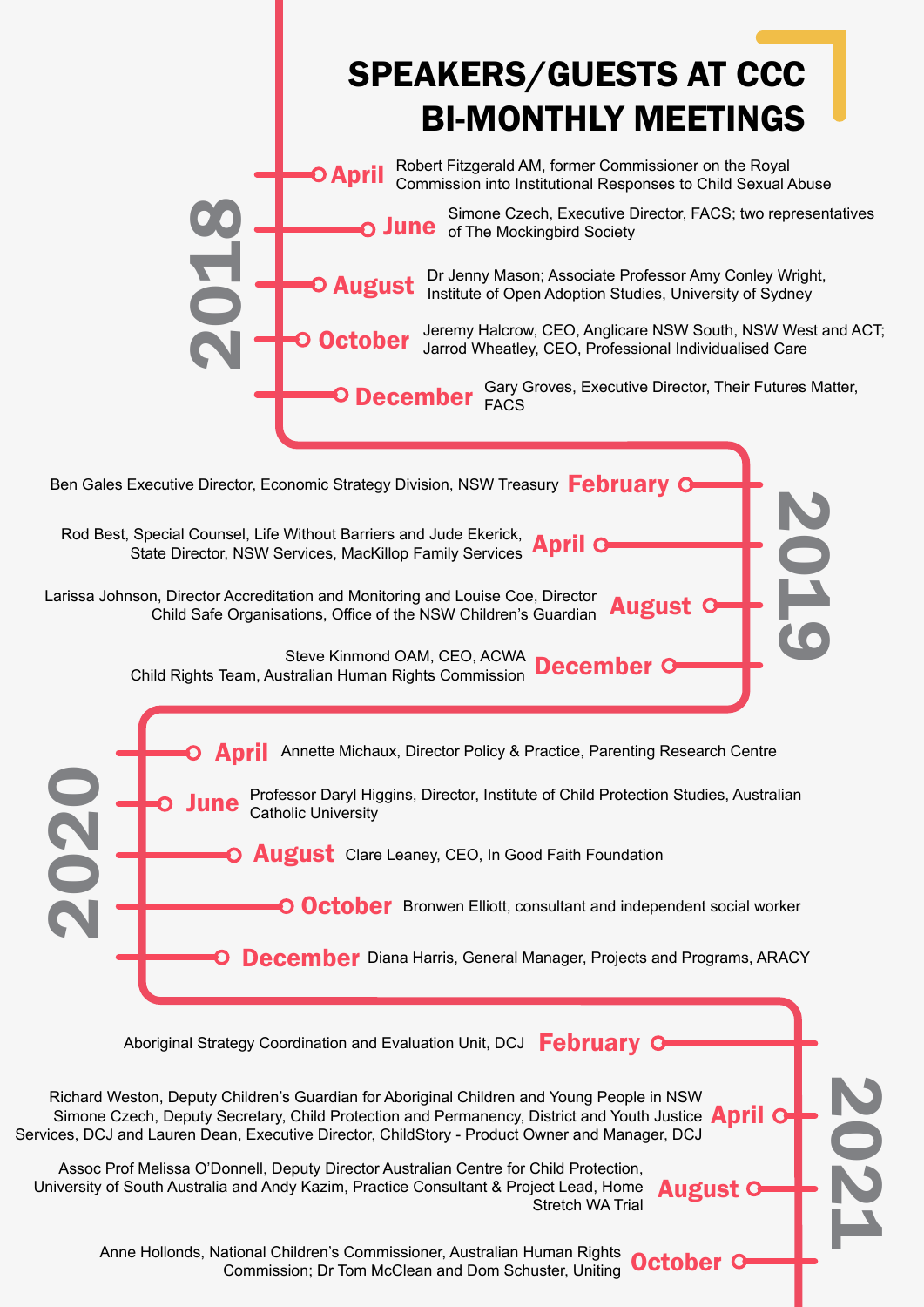# SPEAKERS/GUESTS AT CCC BI-MONTHLY MEETINGS

## 2018

- **April** Robert Fitzgerald AM, former Commissioner on the Royal Commission into Institutional Responses to Child Sexual Abuse
- **June** Simone Czech, Executive Director, FACS; two representatives of The Mockingbird Society
- **August** Dr Jenny Mason; Associate Professor Amy Conley Wright, Institute of Open Adoption Studies, University of Sydney
- **October** Jeremy Halcrow, CEO, Anglicare NSW South, NSW West and ACT; Jarrod Wheatley, CEO, Professional Individualised Care
- **December** Gary Groves, Executive Director, Their Futures Matter, FACS

## 2019

- **February** Ben Gales Executive Director, Economic Strategy Division, NSW Treasury
- **April** Rod Best, Special Counsel, Life Without Barriers and Jude Ekerick, State Director, NSW Services, MacKillop Family Services
- **August** Larissa Johnson, Director Accreditation and Monitoring and Louise Coe, Director Child Safe Organisations, Office of the NSW Children's Guardian
- **December** Steve Kinmond OAM, CEO, ACWA Child Rights Team, Australian Human Rights Commission

## 2020

- **April** Annette Michaux, Director Policy & Practice, Parenting Research Centre
- **June** Professor Daryl Higgins, Director, Institute of Child Protection Studies, Australian Catholic University
- **August** Clare Leaney, CEO, In Good Faith Foundation
- **October** Bronwen Elliott, consultant and independent social worker
- **December** Diana Harris, General Manager, Projects and Programs, ARACY

## 2021

- **February** Aboriginal Strategy Coordination and Evaluation Unit, DCJ
- **April** Richard Weston, Deputy Children's Guardian for Aboriginal Children and Young People in NSW Simone Czech, Deputy Secretary, Child Protection and Permanency, District and Youth Justice Services, DCJ and Lauren Dean, Executive Director, ChildStory - Product Owner and Manager, DCJ
- **August** Assoc Prof Melissa O'Donnell, Deputy Director Australian Centre for Child Protection, University of South Australia and Andy Kazim, Practice Consultant & Project Lead, Home Stretch WA Trial
- **October** Anne Hollonds, National Children's Commissioner, Australian Human Rights Commission; Dr Tom McClean and Dom Schuster, Uniting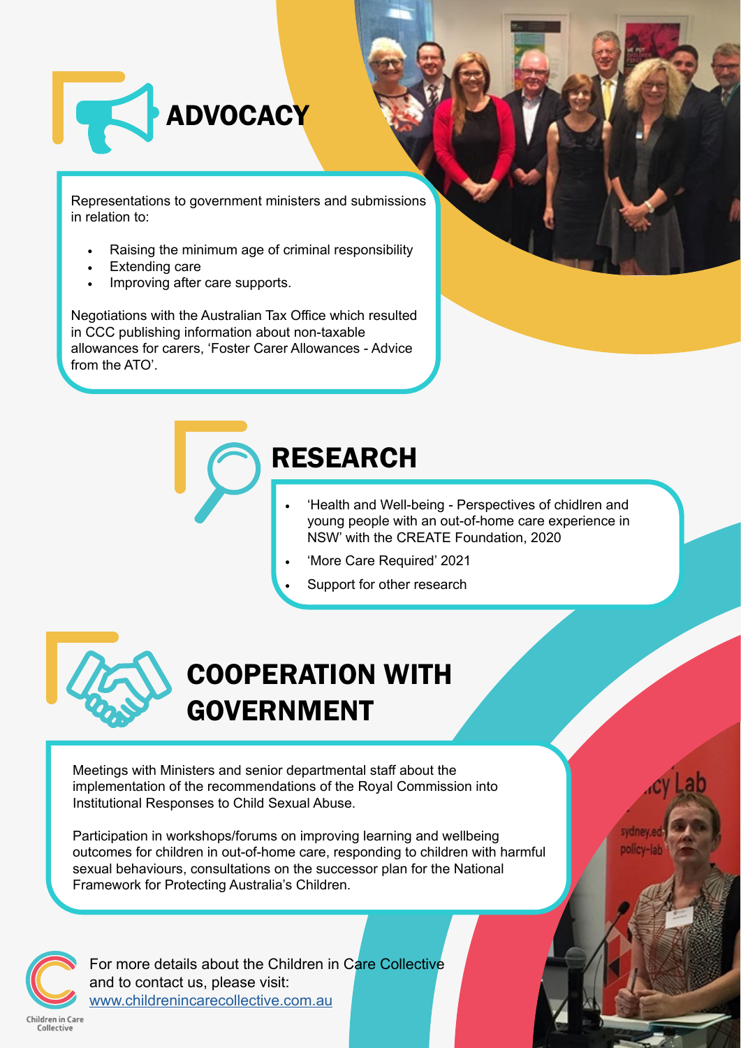## ADVOCACY

Representations to government ministers and submissions in relation to:

- Raising the minimum age of criminal responsibility
- Extending care
- Improving after care supports.

Negotiations with the Australian Tax Office which resulted in CCC publishing information about non-taxable allowances for carers, 'Foster Carer Allowances - Advice from the ATO'.

## RESEARCH

- 'Health and Well-being - Perspectives of chidlren and young people with an out-of-home care experience in NSW' with the CREATE Foundation, 2020
- 'More Care Required' 2021
- Support for other research

## COOPERATION WITH GOVERNMENT

Meetings with Ministers and senior departmental staff about the implementation of the recommendations of the Royal Commission into Institutional Responses to Child Sexual Abuse.

Participation in workshops/forums on improving learning and wellbeing outcomes for children in out-of-home care, responding to children with harmful sexual behaviours, consultations on the successor plan for the National Framework for Protecting Australia's Children.

For more details about the Children in Care Collective and to contact us, please visit:
[www.childrenincarecollective.com.au](www.childrenincarecollective.com.au)

Children in Care Collective